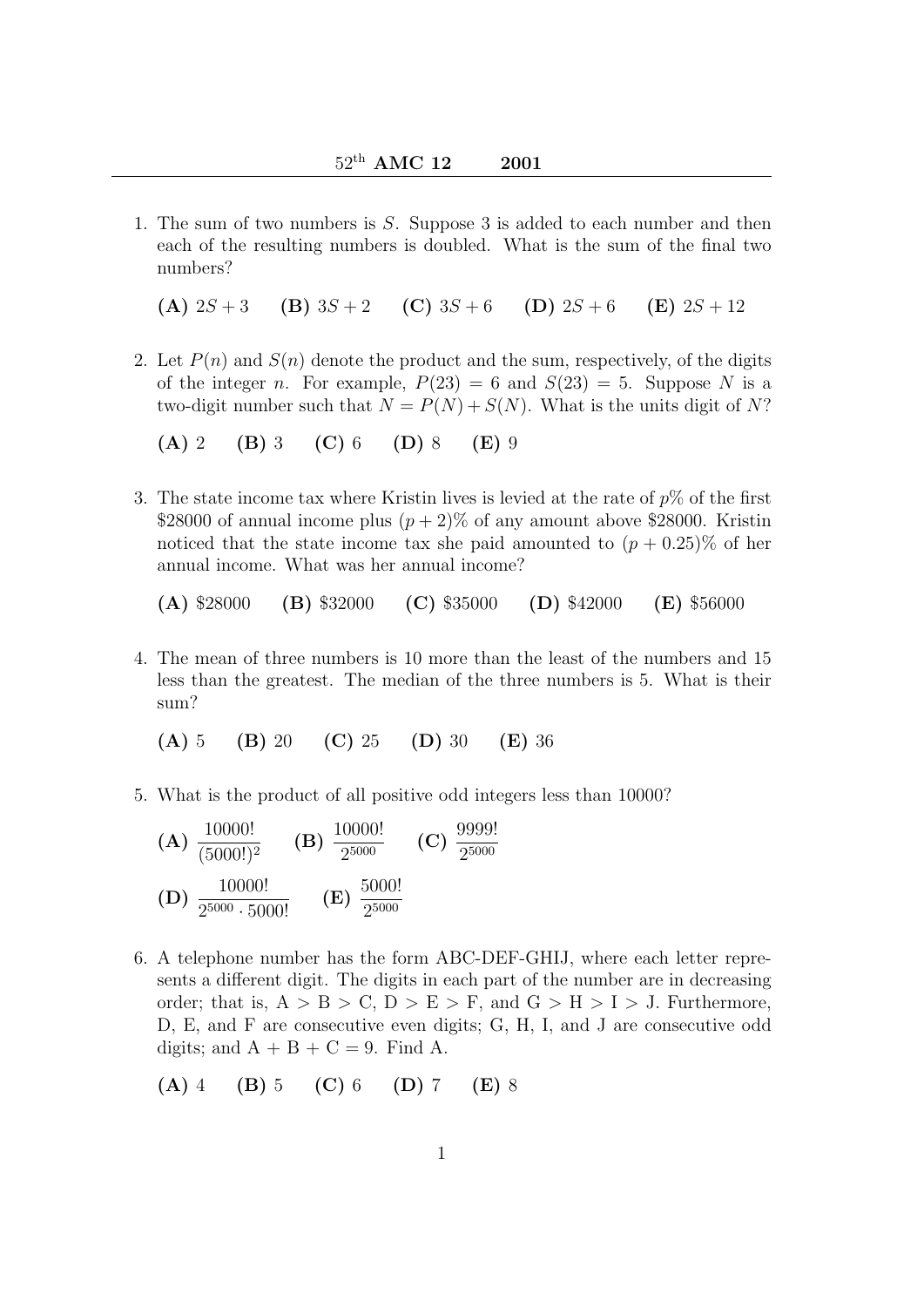# $52^{\text{th}}$ AMC 12 2001

1. The sum of two numbers is $S$. Suppose 3 is added to each number and then each of the resulting numbers is doubled. What is the sum of the final two numbers?

   **(A)** $2S + 3$ **(B)** $3S + 2$ **(C)** $3S + 6$ **(D)** $2S + 6$ **(E)** $2S + 12$

2. Let $P(n)$ and $S(n)$ denote the product and the sum, respectively, of the digits of the integer $n$. For example, $P(23) = 6$ and $S(23) = 5$. Suppose $N$ is a two-digit number such that $N = P(N) + S(N)$. What is the units digit of $N$?

   **(A)** 2 **(B)** 3 **(C)** 6 **(D)** 8 **(E)** 9

3. The state income tax where Kristin lives is levied at the rate of $p\%$ of the first \$28000 of annual income plus $(p+2)\%$ of any amount above \$28000. Kristin noticed that the state income tax she paid amounted to $(p+0.25)\%$ of her annual income. What was her annual income?

   **(A)** \$28000 **(B)** \$32000 **(C)** \$35000 **(D)** \$42000 **(E)** \$56000

4. The mean of three numbers is 10 more than the least of the numbers and 15 less than the greatest. The median of the three numbers is 5. What is their sum?

   **(A)** 5 **(B)** 20 **(C)** 25 **(D)** 30 **(E)** 36

5. What is the product of all positive odd integers less than 10000?

   **(A)** $\dfrac{10000!}{(5000!)^2}$ **(B)** $\dfrac{10000!}{2^{5000}}$ **(C)** $\dfrac{9999!}{2^{5000}}$

   **(D)** $\dfrac{10000!}{2^{5000} \cdot 5000!}$ **(E)** $\dfrac{5000!}{2^{5000}}$

6. A telephone number has the form ABC-DEF-GHIJ, where each letter represents a different digit. The digits in each part of the number are in decreasing order; that is, A > B > C, D > E > F, and G > H > I > J. Furthermore, D, E, and F are consecutive even digits; G, H, I, and J are consecutive odd digits; and A + B + C = 9. Find A.

   **(A)** 4 **(B)** 5 **(C)** 6 **(D)** 7 **(E)** 8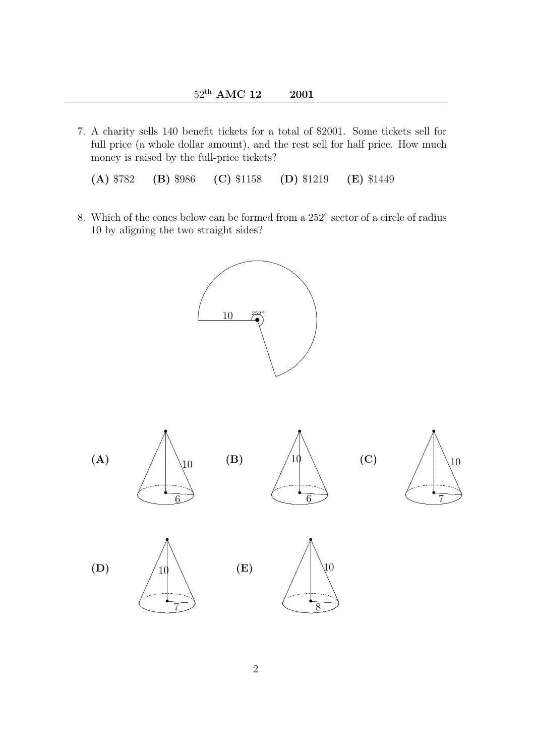7. A charity sells 140 benefit tickets for a total of \$2001. Some tickets sell for full price (a whole dollar amount), and the rest sell for half price. How much money is raised by the full-price tickets?

   **(A)** \$782 **(B)** \$986 **(C)** \$1158 **(D)** \$1219 **(E)** \$1449

8. Which of the cones below can be formed from a $252^\circ$ sector of a circle of radius 10 by aligning the two straight sides?

10

$252^\circ$

**(A)**

10

6

**(B)**

10

6

**(C)**

10

7

**(D)**

10

7

**(E)**

10

8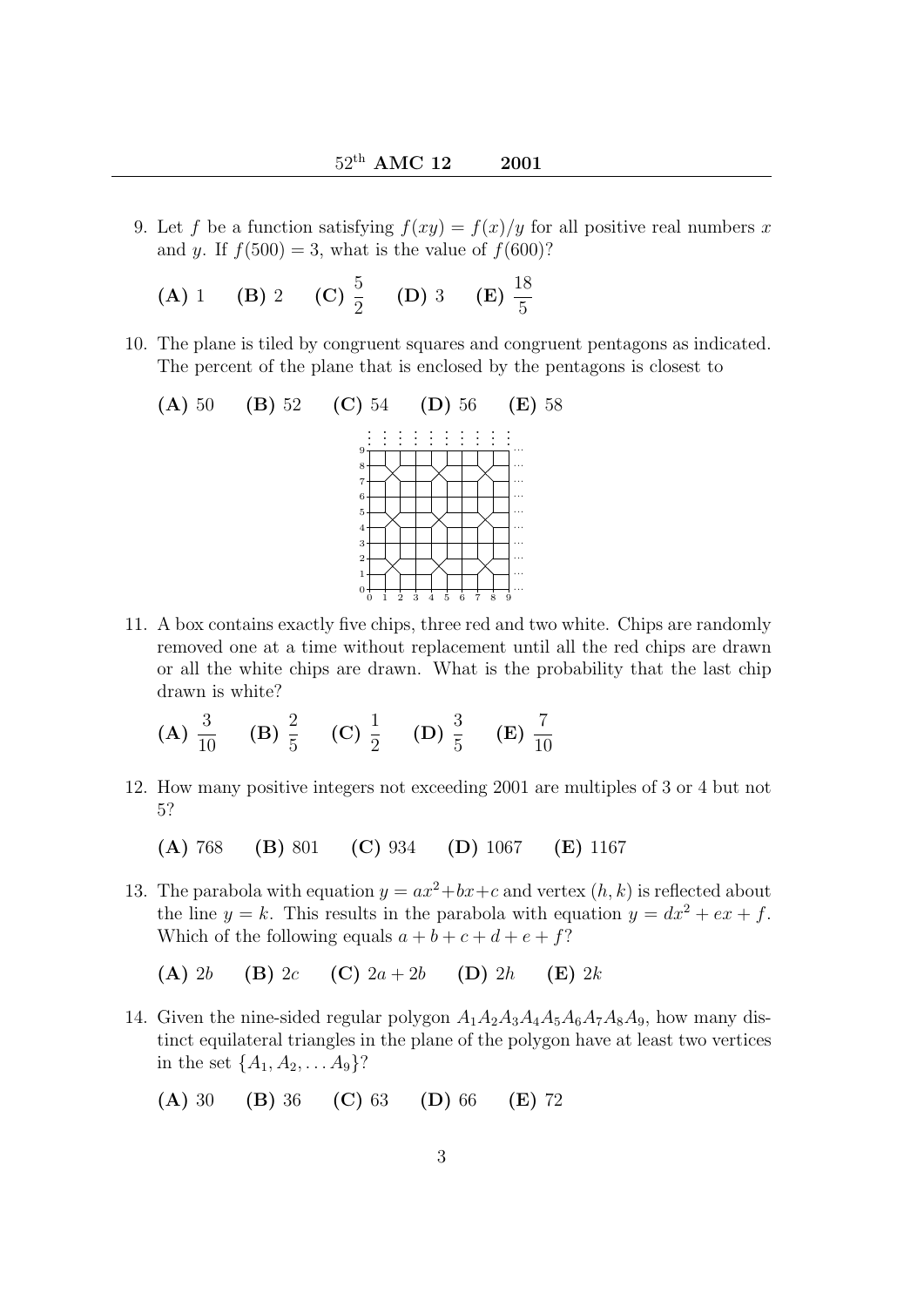9. Let $f$ be a function satisfying $f(xy) = f(x)/y$ for all positive real numbers $x$ and $y$. If $f(500) = 3$, what is the value of $f(600)$?

**(A)** 1 **(B)** 2 **(C)** $\frac{5}{2}$ **(D)** 3 **(E)** $\frac{18}{5}$

10. The plane is tiled by congruent squares and congruent pentagons as indicated. The percent of the plane that is enclosed by the pentagons is closest to

**(A)** 50 **(B)** 52 **(C)** 54 **(D)** 56 **(E)** 58

0 1 2 3 4 5 6 7 8 9

11. A box contains exactly five chips, three red and two white. Chips are randomly removed one at a time without replacement until all the red chips are drawn or all the white chips are drawn. What is the probability that the last chip drawn is white?

**(A)** $\frac{3}{10}$ **(B)** $\frac{2}{5}$ **(C)** $\frac{1}{2}$ **(D)** $\frac{3}{5}$ **(E)** $\frac{7}{10}$

12. How many positive integers not exceeding 2001 are multiples of 3 or 4 but not 5?

**(A)** 768 **(B)** 801 **(C)** 934 **(D)** 1067 **(E)** 1167

13. The parabola with equation $y = ax^2 + bx + c$ and vertex $(h, k)$ is reflected about the line $y = k$. This results in the parabola with equation $y = dx^2 + ex + f$. Which of the following equals $a + b + c + d + e + f$?

**(A)** $2b$ **(B)** $2c$ **(C)** $2a + 2b$ **(D)** $2h$ **(E)** $2k$

14. Given the nine-sided regular polygon $A_1A_2A_3A_4A_5A_6A_7A_8A_9$, how many distinct equilateral triangles in the plane of the polygon have at least two vertices in the set $\{A_1, A_2, \ldots A_9\}$?

**(A)** 30 **(B)** 36 **(C)** 63 **(D)** 66 **(E)** 72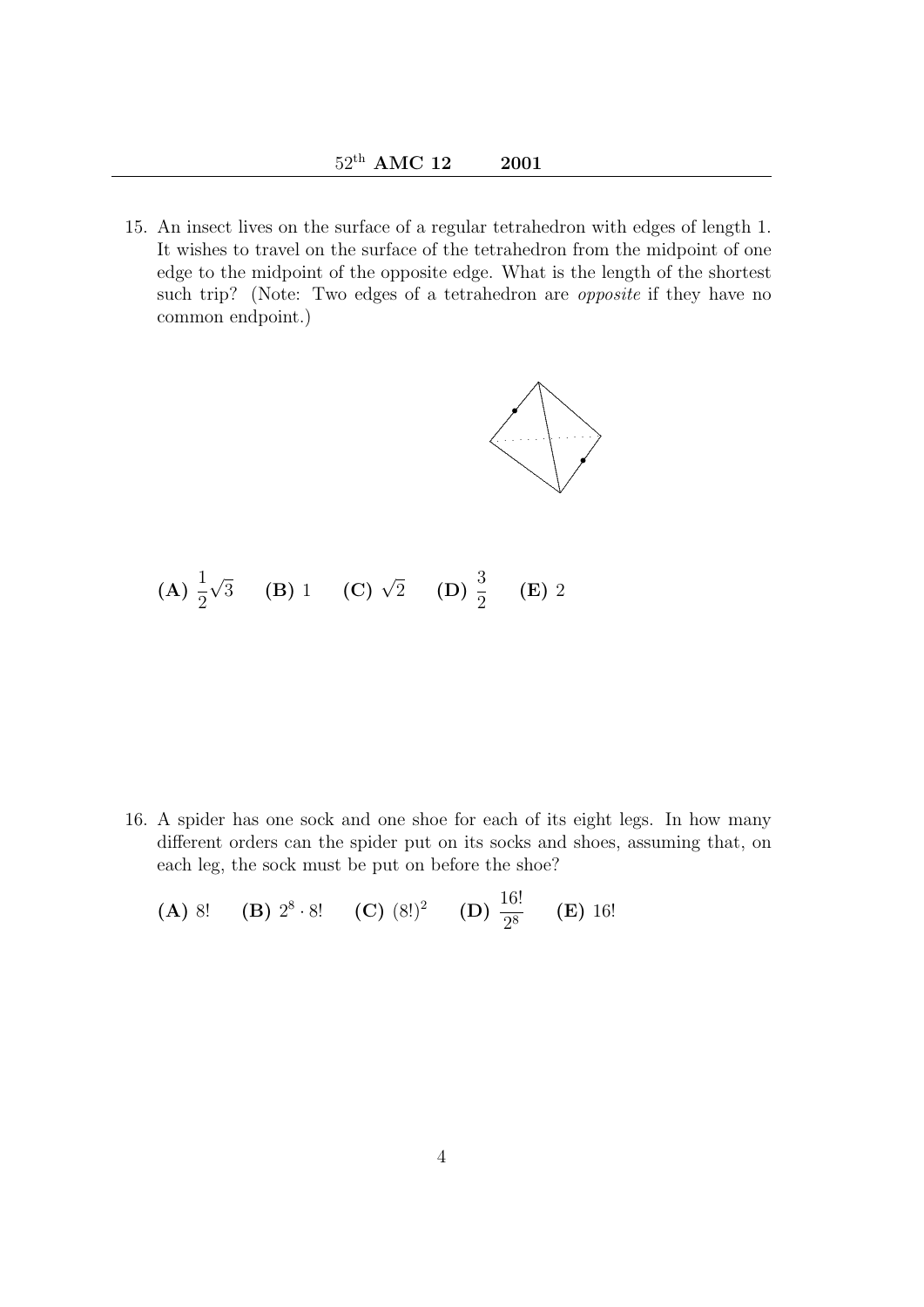15. An insect lives on the surface of a regular tetrahedron with edges of length 1. It wishes to travel on the surface of the tetrahedron from the midpoint of one edge to the midpoint of the opposite edge. What is the length of the shortest such trip? (Note: Two edges of a tetrahedron are *opposite* if they have no common endpoint.)

**(A)** $\frac{1}{2}\sqrt{3}$ **(B)** 1 **(C)** $\sqrt{2}$ **(D)** $\frac{3}{2}$ **(E)** 2

16. A spider has one sock and one shoe for each of its eight legs. In how many different orders can the spider put on its socks and shoes, assuming that, on each leg, the sock must be put on before the shoe?

**(A)** $8!$ **(B)** $2^8 \cdot 8!$ **(C)** $(8!)^2$ **(D)** $\frac{16!}{2^8}$ **(E)** $16!$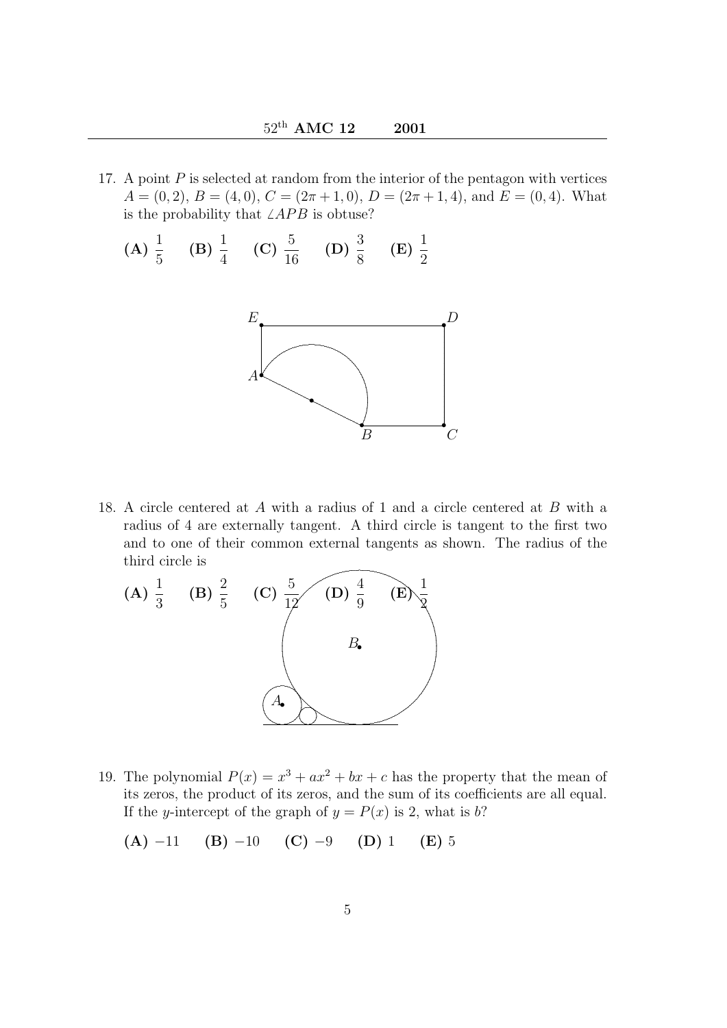17. A point $P$ is selected at random from the interior of the pentagon with vertices $A = (0, 2)$, $B = (4, 0)$, $C = (2\pi + 1, 0)$, $D = (2\pi + 1, 4)$, and $E = (0, 4)$. What is the probability that $\angle APB$ is obtuse?

**(A)** $\frac{1}{5}$ **(B)** $\frac{1}{4}$ **(C)** $\frac{5}{16}$ **(D)** $\frac{3}{8}$ **(E)** $\frac{1}{2}$

E
D
A
B
C

18. A circle centered at $A$ with a radius of 1 and a circle centered at $B$ with a radius of 4 are externally tangent. A third circle is tangent to the first two and to one of their common external tangents as shown. The radius of the third circle is

**(A)** $\frac{1}{3}$ **(B)** $\frac{2}{5}$ **(C)** $\frac{5}{12}$ **(D)** $\frac{4}{9}$ **(E)** $\frac{1}{2}$

B
A

19. The polynomial $P(x) = x^3 + ax^2 + bx + c$ has the property that the mean of its zeros, the product of its zeros, and the sum of its coefficients are all equal. If the $y$-intercept of the graph of $y = P(x)$ is 2, what is $b$?

**(A)** $-11$ **(B)** $-10$ **(C)** $-9$ **(D)** $1$ **(E)** $5$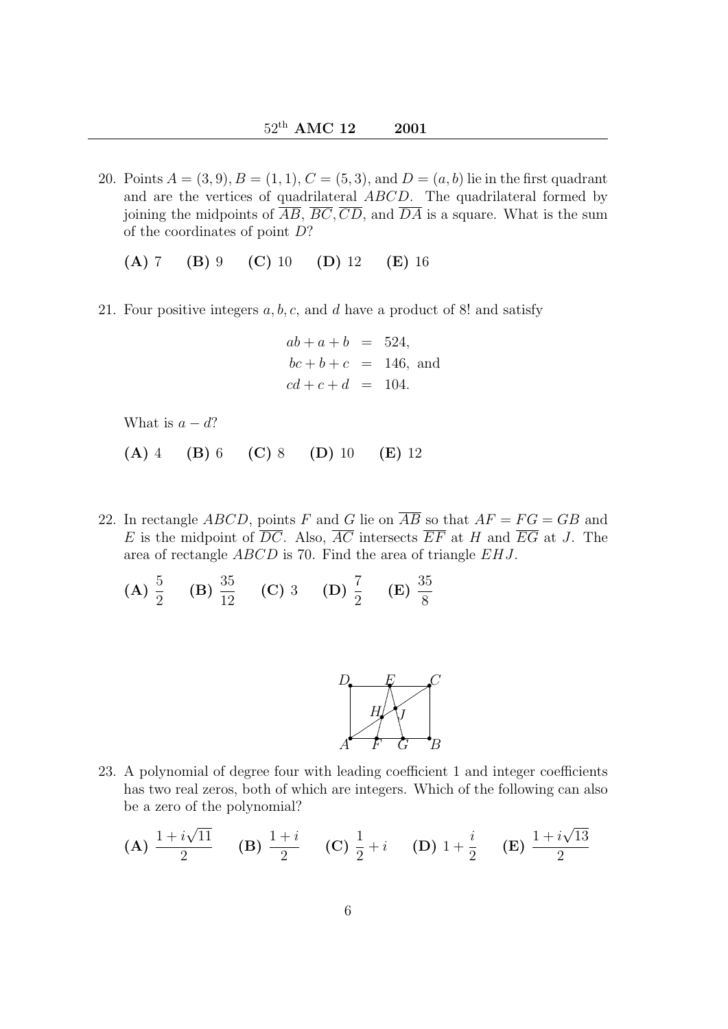20. Points $A = (3, 9), B = (1, 1), C = (5, 3)$, and $D = (a, b)$ lie in the first quadrant and are the vertices of quadrilateral $ABCD$. The quadrilateral formed by joining the midpoints of $\overline{AB}$, $\overline{BC}, \overline{CD}$, and $\overline{DA}$ is a square. What is the sum of the coordinates of point $D$?

**(A)** 7 **(B)** 9 **(C)** 10 **(D)** 12 **(E)** 16

21. Four positive integers $a, b, c$, and $d$ have a product of $8!$ and satisfy

$$\begin{aligned} ab + a + b &= 524, \\ bc + b + c &= 146, \text{ and} \\ cd + c + d &= 104. \end{aligned}$$

What is $a - d$?

**(A)** 4 **(B)** 6 **(C)** 8 **(D)** 10 **(E)** 12

22. In rectangle $ABCD$, points $F$ and $G$ lie on $\overline{AB}$ so that $AF = FG = GB$ and $E$ is the midpoint of $\overline{DC}$. Also, $\overline{AC}$ intersects $\overline{EF}$ at $H$ and $\overline{EG}$ at $J$. The area of rectangle $ABCD$ is 70. Find the area of triangle $EHJ$.

**(A)** $\frac{5}{2}$ **(B)** $\frac{35}{12}$ **(C)** 3 **(D)** $\frac{7}{2}$ **(E)** $\frac{35}{8}$

D E C
H J
A F G B

23. A polynomial of degree four with leading coefficient 1 and integer coefficients has two real zeros, both of which are integers. Which of the following can also be a zero of the polynomial?

**(A)** $\frac{1 + i\sqrt{11}}{2}$ **(B)** $\frac{1 + i}{2}$ **(C)** $\frac{1}{2} + i$ **(D)** $1 + \frac{i}{2}$ **(E)** $\frac{1 + i\sqrt{13}}{2}$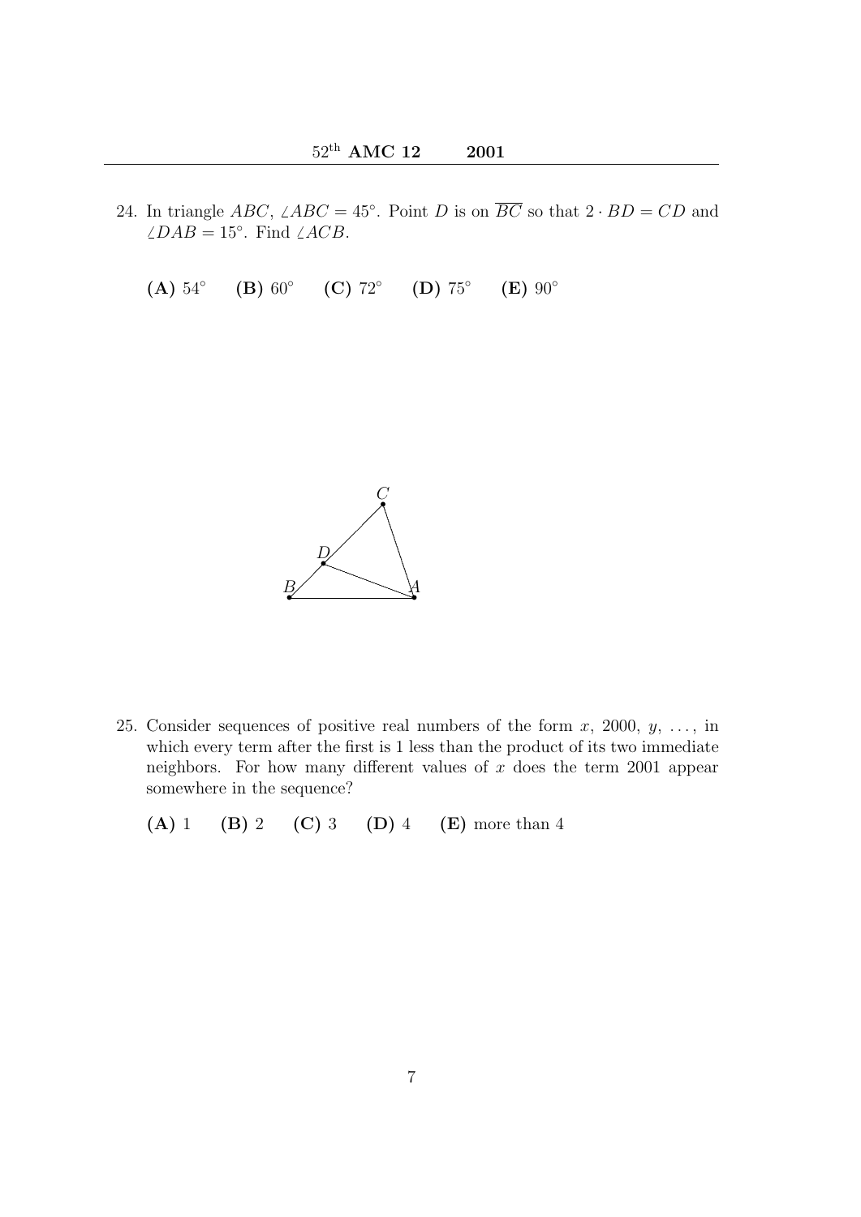24. In triangle $ABC$, $\angle ABC = 45^\circ$. Point $D$ is on $\overline{BC}$ so that $2 \cdot BD = CD$ and $\angle DAB = 15^\circ$. Find $\angle ACB$.

**(A)** $54^\circ$ **(B)** $60^\circ$ **(C)** $72^\circ$ **(D)** $75^\circ$ **(E)** $90^\circ$

C

D

B

A

25. Consider sequences of positive real numbers of the form $x$, 2000, $y$, $\ldots$, in which every term after the first is 1 less than the product of its two immediate neighbors. For how many different values of $x$ does the term 2001 appear somewhere in the sequence?

**(A)** 1 **(B)** 2 **(C)** 3 **(D)** 4 **(E)** more than 4